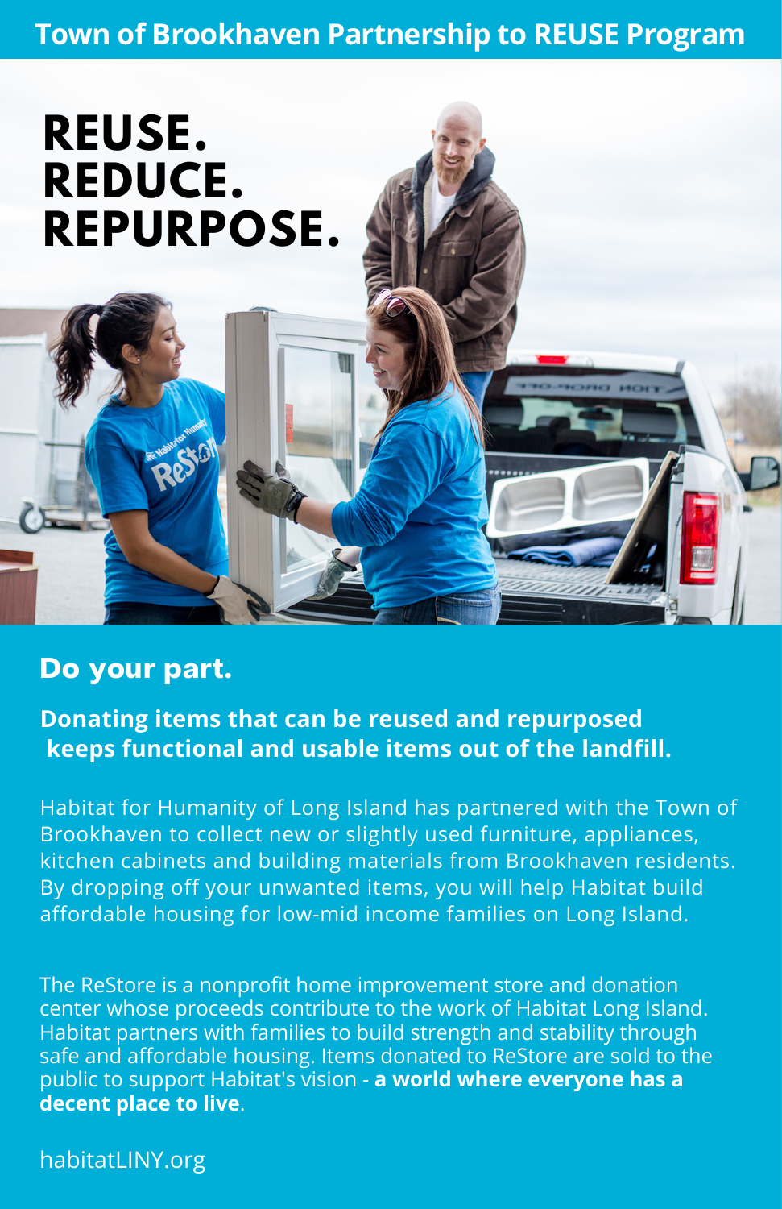# Town of Brookhaven Partnership to REUSE Program

**REUSE.**
**REDUCE.**
**REPURPOSE.**

## Do your part.

**Donating items that can be reused and repurposed keeps functional and usable items out of the landfill.**

Habitat for Humanity of Long Island has partnered with the Town of Brookhaven to collect new or slightly used furniture, appliances, kitchen cabinets and building materials from Brookhaven residents. By dropping off your unwanted items, you will help Habitat build affordable housing for low-mid income families on Long Island.

The ReStore is a nonprofit home improvement store and donation center whose proceeds contribute to the work of Habitat Long Island. Habitat partners with families to build strength and stability through safe and affordable housing. Items donated to ReStore are sold to the public to support Habitat's vision - **a world where everyone has a decent place to live**.

habitatLINY.org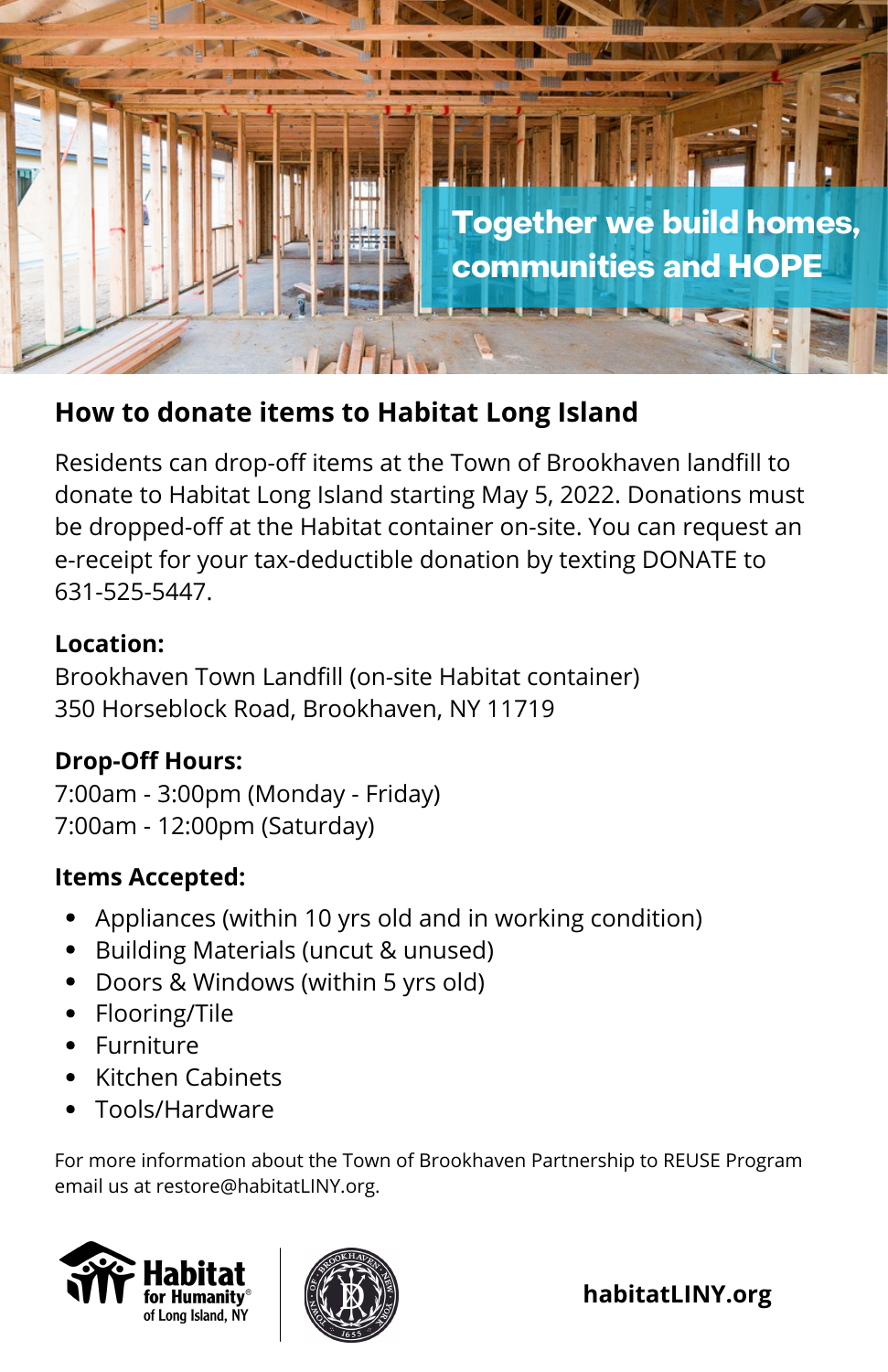Together we build homes, communities and HOPE

## How to donate items to Habitat Long Island

Residents can drop-off items at the Town of Brookhaven landfill to donate to Habitat Long Island starting May 5, 2022. Donations must be dropped-off at the Habitat container on-site. You can request an e-receipt for your tax-deductible donation by texting DONATE to 631-525-5447.

**Location:**
Brookhaven Town Landfill (on-site Habitat container)
350 Horseblock Road, Brookhaven, NY 11719

**Drop-Off Hours:**
7:00am - 3:00pm (Monday - Friday)
7:00am - 12:00pm (Saturday)

**Items Accepted:**

- Appliances (within 10 yrs old and in working condition)
- Building Materials (uncut & unused)
- Doors & Windows (within 5 yrs old)
- Flooring/Tile
- Furniture
- Kitchen Cabinets
- Tools/Hardware

For more information about the Town of Brookhaven Partnership to REUSE Program email us at restore@habitatLINY.org.

Habitat for Humanity® of Long Island, NY

habitatLINY.org